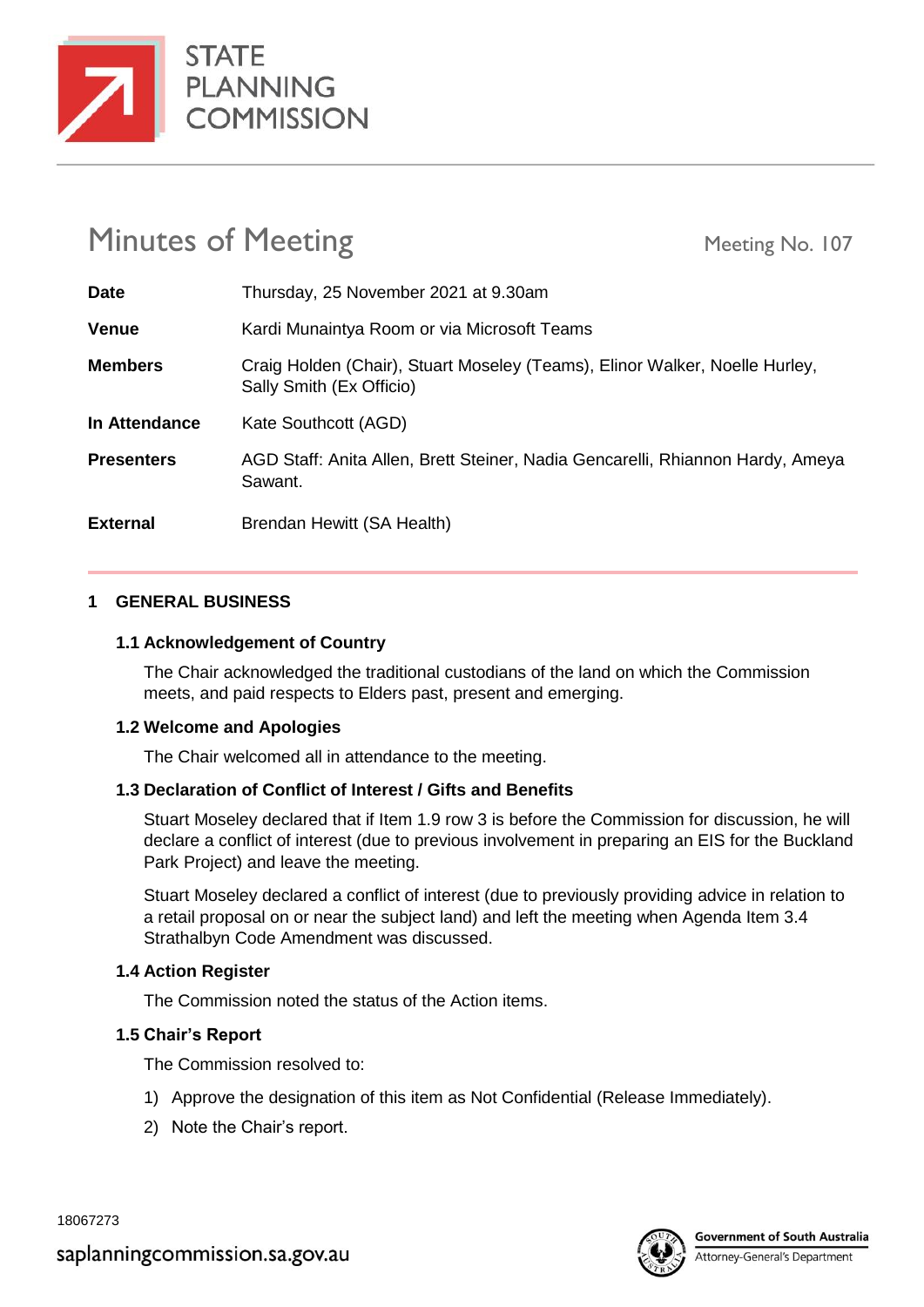STATE PLANNING COMMISSION

# Minutes of Meeting

Meeting No. 107

| | |
|---|---|
| **Date** | Thursday, 25 November 2021 at 9.30am |
| **Venue** | Kardi Munaintya Room or via Microsoft Teams |
| **Members** | Craig Holden (Chair), Stuart Moseley (Teams), Elinor Walker, Noelle Hurley, Sally Smith (Ex Officio) |
| **In Attendance** | Kate Southcott (AGD) |
| **Presenters** | AGD Staff: Anita Allen, Brett Steiner, Nadia Gencarelli, Rhiannon Hardy, Ameya Sawant. |
| **External** | Brendan Hewitt (SA Health) |

## 1 GENERAL BUSINESS

### 1.1 Acknowledgement of Country

The Chair acknowledged the traditional custodians of the land on which the Commission meets, and paid respects to Elders past, present and emerging.

### 1.2 Welcome and Apologies

The Chair welcomed all in attendance to the meeting.

### 1.3 Declaration of Conflict of Interest / Gifts and Benefits

Stuart Moseley declared that if Item 1.9 row 3 is before the Commission for discussion, he will declare a conflict of interest (due to previous involvement in preparing an EIS for the Buckland Park Project) and leave the meeting.

Stuart Moseley declared a conflict of interest (due to previously providing advice in relation to a retail proposal on or near the subject land) and left the meeting when Agenda Item 3.4 Strathalbyn Code Amendment was discussed.

### 1.4 Action Register

The Commission noted the status of the Action items.

### 1.5 Chair's Report

The Commission resolved to:

1) Approve the designation of this item as Not Confidential (Release Immediately).
2) Note the Chair's report.

18067273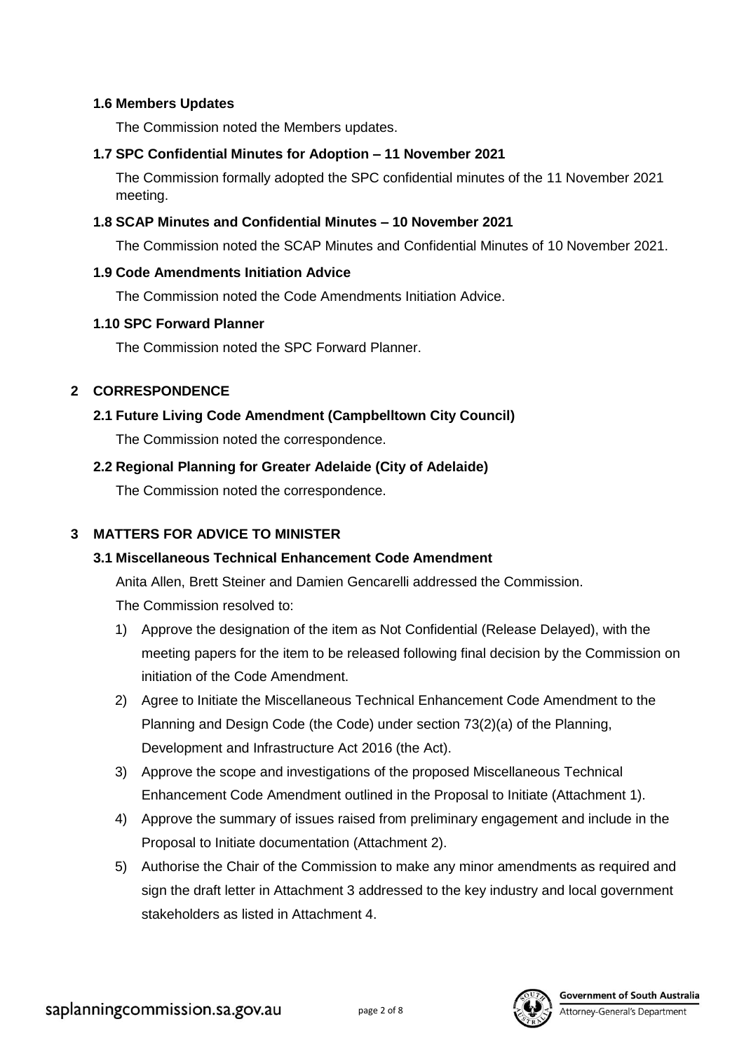### 1.6 Members Updates

The Commission noted the Members updates.

### 1.7 SPC Confidential Minutes for Adoption – 11 November 2021

The Commission formally adopted the SPC confidential minutes of the 11 November 2021 meeting.

### 1.8 SCAP Minutes and Confidential Minutes – 10 November 2021

The Commission noted the SCAP Minutes and Confidential Minutes of 10 November 2021.

### 1.9 Code Amendments Initiation Advice

The Commission noted the Code Amendments Initiation Advice.

### 1.10 SPC Forward Planner

The Commission noted the SPC Forward Planner.

## 2 CORRESPONDENCE

### 2.1 Future Living Code Amendment (Campbelltown City Council)

The Commission noted the correspondence.

### 2.2 Regional Planning for Greater Adelaide (City of Adelaide)

The Commission noted the correspondence.

## 3 MATTERS FOR ADVICE TO MINISTER

### 3.1 Miscellaneous Technical Enhancement Code Amendment

Anita Allen, Brett Steiner and Damien Gencarelli addressed the Commission.

The Commission resolved to:

1) Approve the designation of the item as Not Confidential (Release Delayed), with the meeting papers for the item to be released following final decision by the Commission on initiation of the Code Amendment.
2) Agree to Initiate the Miscellaneous Technical Enhancement Code Amendment to the Planning and Design Code (the Code) under section 73(2)(a) of the Planning, Development and Infrastructure Act 2016 (the Act).
3) Approve the scope and investigations of the proposed Miscellaneous Technical Enhancement Code Amendment outlined in the Proposal to Initiate (Attachment 1).
4) Approve the summary of issues raised from preliminary engagement and include in the Proposal to Initiate documentation (Attachment 2).
5) Authorise the Chair of the Commission to make any minor amendments as required and sign the draft letter in Attachment 3 addressed to the key industry and local government stakeholders as listed in Attachment 4.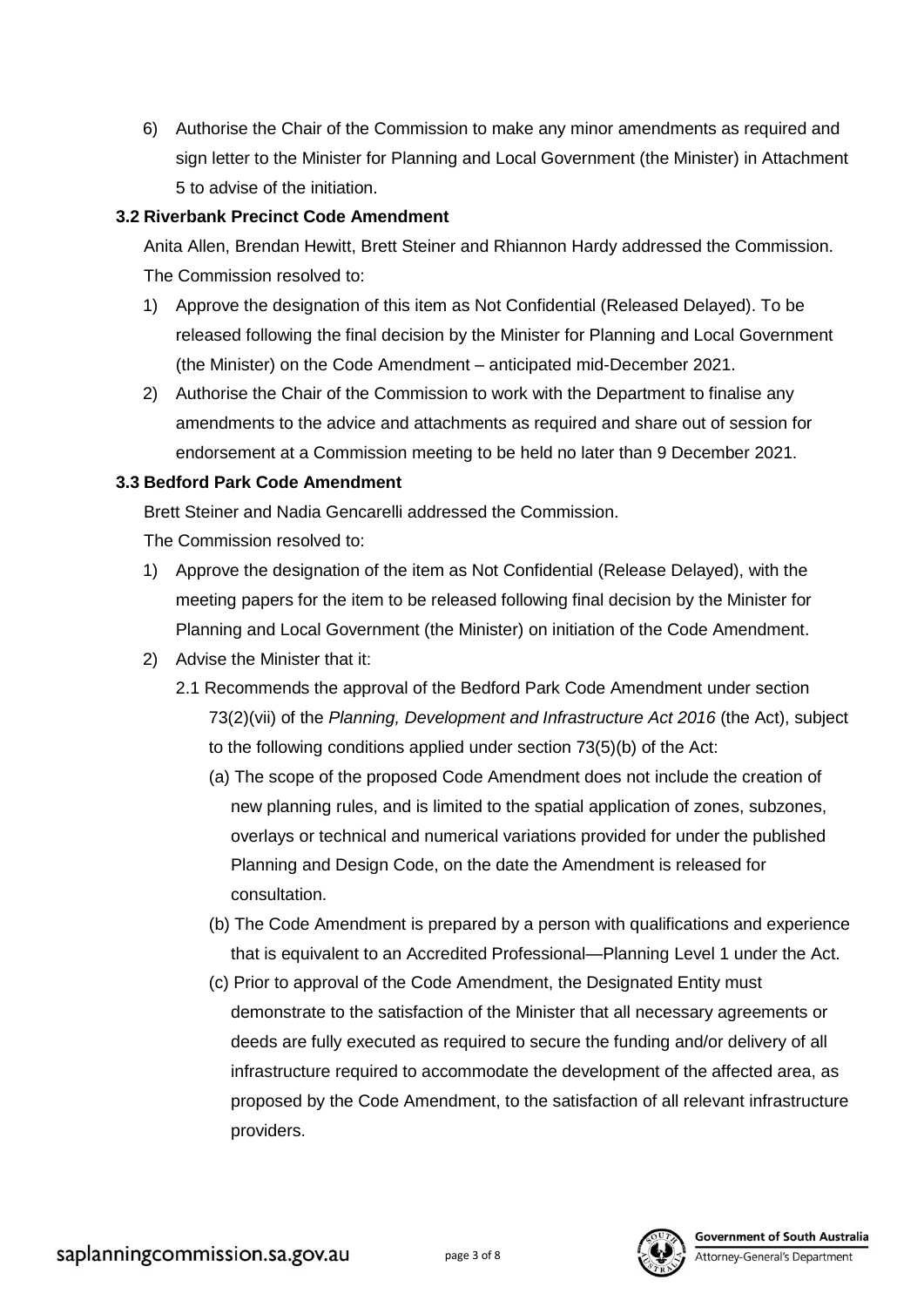6) Authorise the Chair of the Commission to make any minor amendments as required and sign letter to the Minister for Planning and Local Government (the Minister) in Attachment 5 to advise of the initiation.

**3.2 Riverbank Precinct Code Amendment**

Anita Allen, Brendan Hewitt, Brett Steiner and Rhiannon Hardy addressed the Commission.

The Commission resolved to:

1) Approve the designation of this item as Not Confidential (Released Delayed). To be released following the final decision by the Minister for Planning and Local Government (the Minister) on the Code Amendment – anticipated mid-December 2021.
2) Authorise the Chair of the Commission to work with the Department to finalise any amendments to the advice and attachments as required and share out of session for endorsement at a Commission meeting to be held no later than 9 December 2021.

**3.3 Bedford Park Code Amendment**

Brett Steiner and Nadia Gencarelli addressed the Commission.

The Commission resolved to:

1) Approve the designation of the item as Not Confidential (Release Delayed), with the meeting papers for the item to be released following final decision by the Minister for Planning and Local Government (the Minister) on initiation of the Code Amendment.
2) Advise the Minister that it:
   - 2.1 Recommends the approval of the Bedford Park Code Amendment under section 73(2)(vii) of the *Planning, Development and Infrastructure Act 2016* (the Act), subject to the following conditions applied under section 73(5)(b) of the Act:
     - (a) The scope of the proposed Code Amendment does not include the creation of new planning rules, and is limited to the spatial application of zones, subzones, overlays or technical and numerical variations provided for under the published Planning and Design Code, on the date the Amendment is released for consultation.
     - (b) The Code Amendment is prepared by a person with qualifications and experience that is equivalent to an Accredited Professional—Planning Level 1 under the Act.
     - (c) Prior to approval of the Code Amendment, the Designated Entity must demonstrate to the satisfaction of the Minister that all necessary agreements or deeds are fully executed as required to secure the funding and/or delivery of all infrastructure required to accommodate the development of the affected area, as proposed by the Code Amendment, to the satisfaction of all relevant infrastructure providers.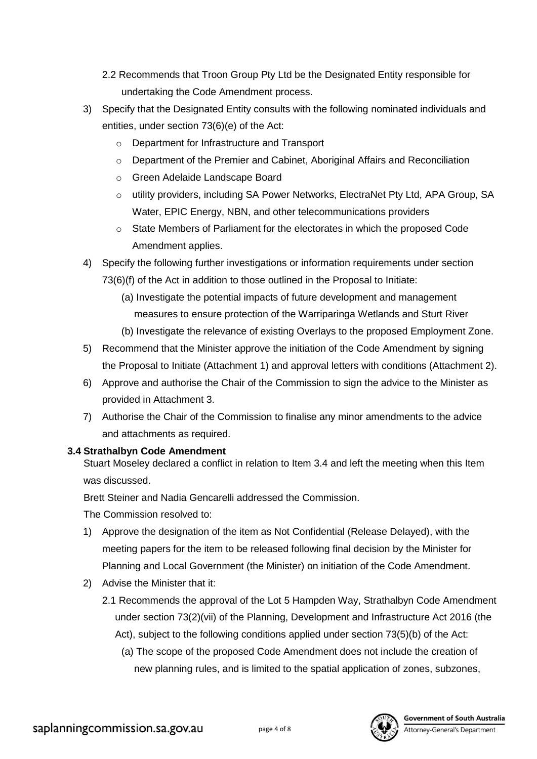2.2 Recommends that Troon Group Pty Ltd be the Designated Entity responsible for undertaking the Code Amendment process.

3) Specify that the Designated Entity consults with the following nominated individuals and entities, under section 73(6)(e) of the Act:
   - Department for Infrastructure and Transport
   - Department of the Premier and Cabinet, Aboriginal Affairs and Reconciliation
   - Green Adelaide Landscape Board
   - utility providers, including SA Power Networks, ElectraNet Pty Ltd, APA Group, SA Water, EPIC Energy, NBN, and other telecommunications providers
   - State Members of Parliament for the electorates in which the proposed Code Amendment applies.
4) Specify the following further investigations or information requirements under section 73(6)(f) of the Act in addition to those outlined in the Proposal to Initiate:
   - (a) Investigate the potential impacts of future development and management measures to ensure protection of the Warriparinga Wetlands and Sturt River
   - (b) Investigate the relevance of existing Overlays to the proposed Employment Zone.
5) Recommend that the Minister approve the initiation of the Code Amendment by signing the Proposal to Initiate (Attachment 1) and approval letters with conditions (Attachment 2).
6) Approve and authorise the Chair of the Commission to sign the advice to the Minister as provided in Attachment 3.
7) Authorise the Chair of the Commission to finalise any minor amendments to the advice and attachments as required.

### 3.4 Strathalbyn Code Amendment

Stuart Moseley declared a conflict in relation to Item 3.4 and left the meeting when this Item was discussed.

Brett Steiner and Nadia Gencarelli addressed the Commission.

The Commission resolved to:

1) Approve the designation of the item as Not Confidential (Release Delayed), with the meeting papers for the item to be released following final decision by the Minister for Planning and Local Government (the Minister) on initiation of the Code Amendment.
2) Advise the Minister that it:
   - 2.1 Recommends the approval of the Lot 5 Hampden Way, Strathalbyn Code Amendment under section 73(2)(vii) of the Planning, Development and Infrastructure Act 2016 (the Act), subject to the following conditions applied under section 73(5)(b) of the Act:
     - (a) The scope of the proposed Code Amendment does not include the creation of new planning rules, and is limited to the spatial application of zones, subzones,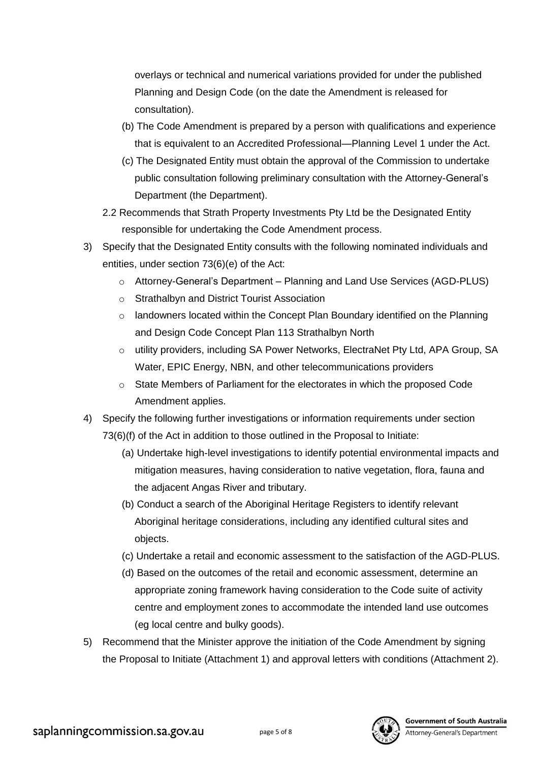overlays or technical and numerical variations provided for under the published Planning and Design Code (on the date the Amendment is released for consultation).

(b) The Code Amendment is prepared by a person with qualifications and experience that is equivalent to an Accredited Professional—Planning Level 1 under the Act.

(c) The Designated Entity must obtain the approval of the Commission to undertake public consultation following preliminary consultation with the Attorney-General's Department (the Department).

2.2 Recommends that Strath Property Investments Pty Ltd be the Designated Entity responsible for undertaking the Code Amendment process.

3) Specify that the Designated Entity consults with the following nominated individuals and entities, under section 73(6)(e) of the Act:
   - Attorney-General's Department – Planning and Land Use Services (AGD-PLUS)
   - Strathalbyn and District Tourist Association
   - landowners located within the Concept Plan Boundary identified on the Planning and Design Code Concept Plan 113 Strathalbyn North
   - utility providers, including SA Power Networks, ElectraNet Pty Ltd, APA Group, SA Water, EPIC Energy, NBN, and other telecommunications providers
   - State Members of Parliament for the electorates in which the proposed Code Amendment applies.

4) Specify the following further investigations or information requirements under section 73(6)(f) of the Act in addition to those outlined in the Proposal to Initiate:

   (a) Undertake high-level investigations to identify potential environmental impacts and mitigation measures, having consideration to native vegetation, flora, fauna and the adjacent Angas River and tributary.

   (b) Conduct a search of the Aboriginal Heritage Registers to identify relevant Aboriginal heritage considerations, including any identified cultural sites and objects.

   (c) Undertake a retail and economic assessment to the satisfaction of the AGD-PLUS.

   (d) Based on the outcomes of the retail and economic assessment, determine an appropriate zoning framework having consideration to the Code suite of activity centre and employment zones to accommodate the intended land use outcomes (eg local centre and bulky goods).

5) Recommend that the Minister approve the initiation of the Code Amendment by signing the Proposal to Initiate (Attachment 1) and approval letters with conditions (Attachment 2).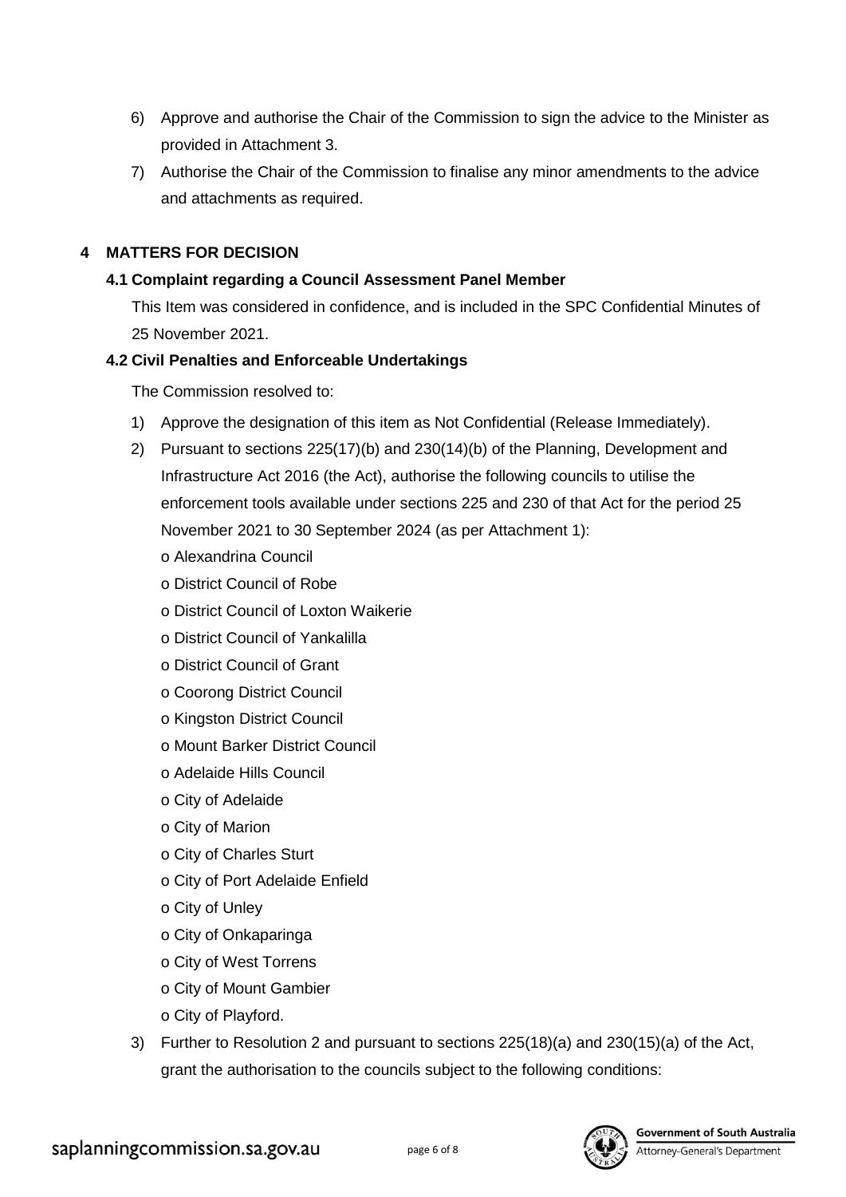6) Approve and authorise the Chair of the Commission to sign the advice to the Minister as provided in Attachment 3.
7) Authorise the Chair of the Commission to finalise any minor amendments to the advice and attachments as required.

## 4 MATTERS FOR DECISION

### 4.1 Complaint regarding a Council Assessment Panel Member

This Item was considered in confidence, and is included in the SPC Confidential Minutes of 25 November 2021.

### 4.2 Civil Penalties and Enforceable Undertakings

The Commission resolved to:

1) Approve the designation of this item as Not Confidential (Release Immediately).
2) Pursuant to sections 225(17)(b) and 230(14)(b) of the Planning, Development and Infrastructure Act 2016 (the Act), authorise the following councils to utilise the enforcement tools available under sections 225 and 230 of that Act for the period 25 November 2021 to 30 September 2024 (as per Attachment 1):
   - Alexandrina Council
   - District Council of Robe
   - District Council of Loxton Waikerie
   - District Council of Yankalilla
   - District Council of Grant
   - Coorong District Council
   - Kingston District Council
   - Mount Barker District Council
   - Adelaide Hills Council
   - City of Adelaide
   - City of Marion
   - City of Charles Sturt
   - City of Port Adelaide Enfield
   - City of Unley
   - City of Onkaparinga
   - City of West Torrens
   - City of Mount Gambier
   - City of Playford.
3) Further to Resolution 2 and pursuant to sections 225(18)(a) and 230(15)(a) of the Act, grant the authorisation to the councils subject to the following conditions: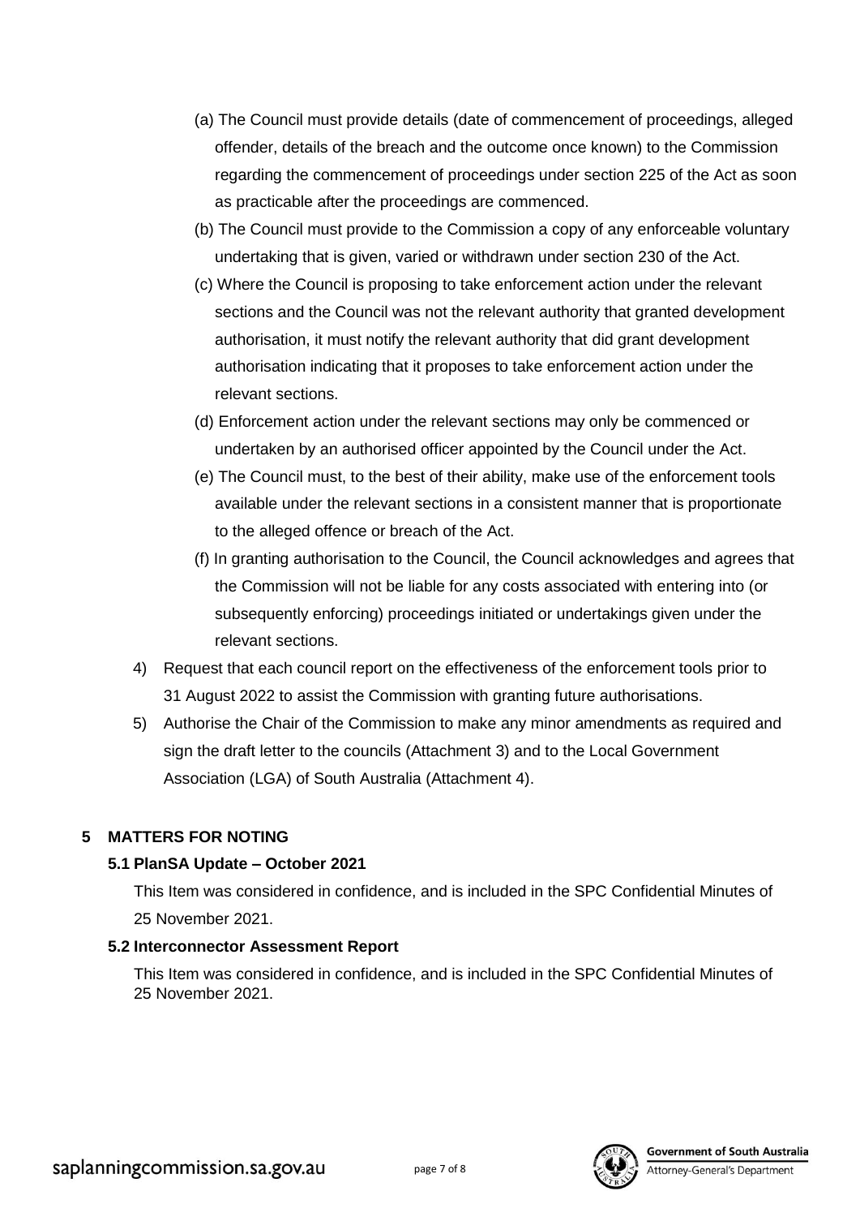(a) The Council must provide details (date of commencement of proceedings, alleged offender, details of the breach and the outcome once known) to the Commission regarding the commencement of proceedings under section 225 of the Act as soon as practicable after the proceedings are commenced.

(b) The Council must provide to the Commission a copy of any enforceable voluntary undertaking that is given, varied or withdrawn under section 230 of the Act.

(c) Where the Council is proposing to take enforcement action under the relevant sections and the Council was not the relevant authority that granted development authorisation, it must notify the relevant authority that did grant development authorisation indicating that it proposes to take enforcement action under the relevant sections.

(d) Enforcement action under the relevant sections may only be commenced or undertaken by an authorised officer appointed by the Council under the Act.

(e) The Council must, to the best of their ability, make use of the enforcement tools available under the relevant sections in a consistent manner that is proportionate to the alleged offence or breach of the Act.

(f) In granting authorisation to the Council, the Council acknowledges and agrees that the Commission will not be liable for any costs associated with entering into (or subsequently enforcing) proceedings initiated or undertakings given under the relevant sections.

4) Request that each council report on the effectiveness of the enforcement tools prior to 31 August 2022 to assist the Commission with granting future authorisations.

5) Authorise the Chair of the Commission to make any minor amendments as required and sign the draft letter to the councils (Attachment 3) and to the Local Government Association (LGA) of South Australia (Attachment 4).

## 5 MATTERS FOR NOTING

### 5.1 PlanSA Update – October 2021

This Item was considered in confidence, and is included in the SPC Confidential Minutes of 25 November 2021.

### 5.2 Interconnector Assessment Report

This Item was considered in confidence, and is included in the SPC Confidential Minutes of 25 November 2021.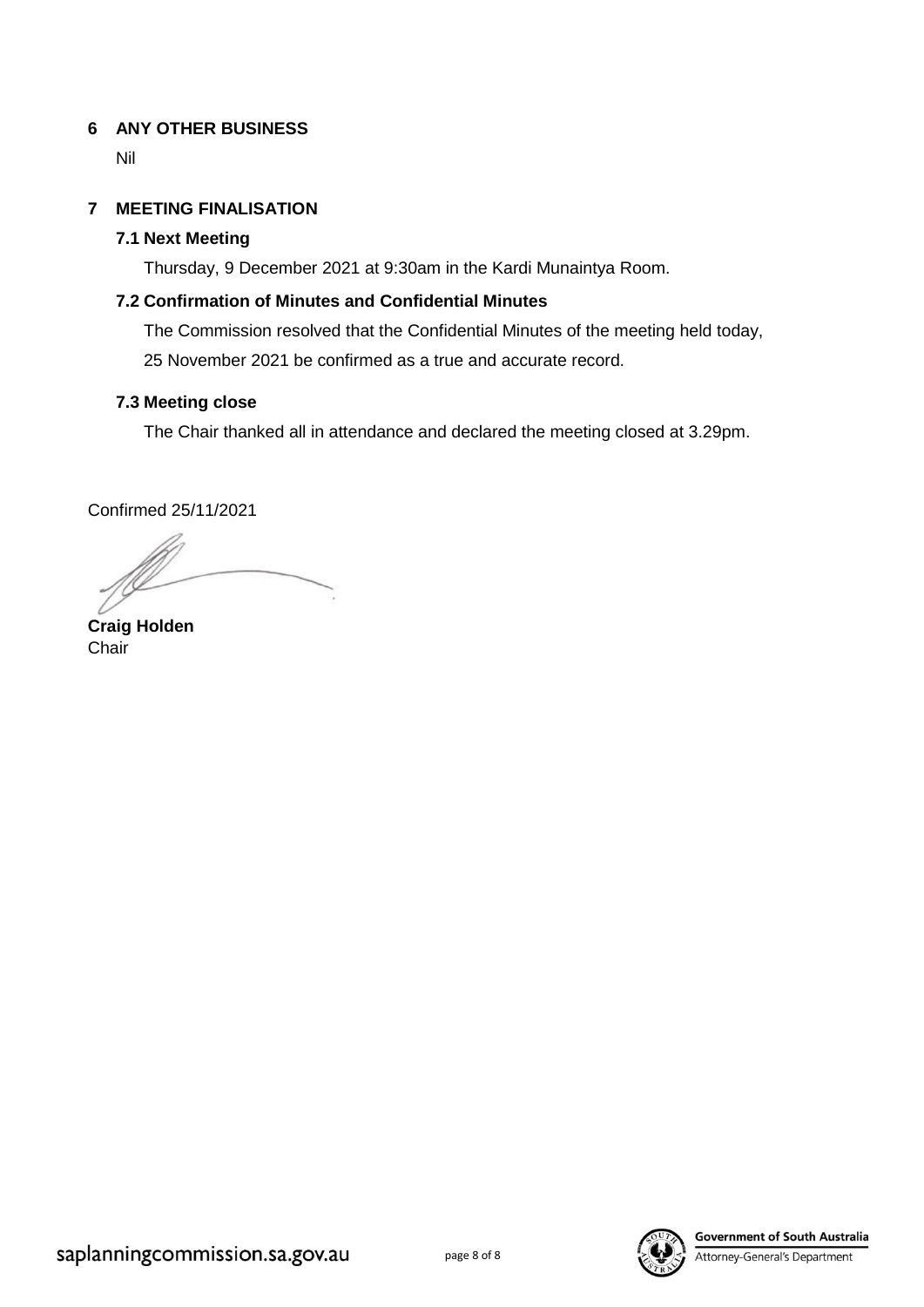## 6 ANY OTHER BUSINESS

Nil

## 7 MEETING FINALISATION

### 7.1 Next Meeting

Thursday, 9 December 2021 at 9:30am in the Kardi Munaintya Room.

### 7.2 Confirmation of Minutes and Confidential Minutes

The Commission resolved that the Confidential Minutes of the meeting held today, 25 November 2021 be confirmed as a true and accurate record.

### 7.3 Meeting close

The Chair thanked all in attendance and declared the meeting closed at 3.29pm.

Confirmed 25/11/2021

**Craig Holden**
Chair